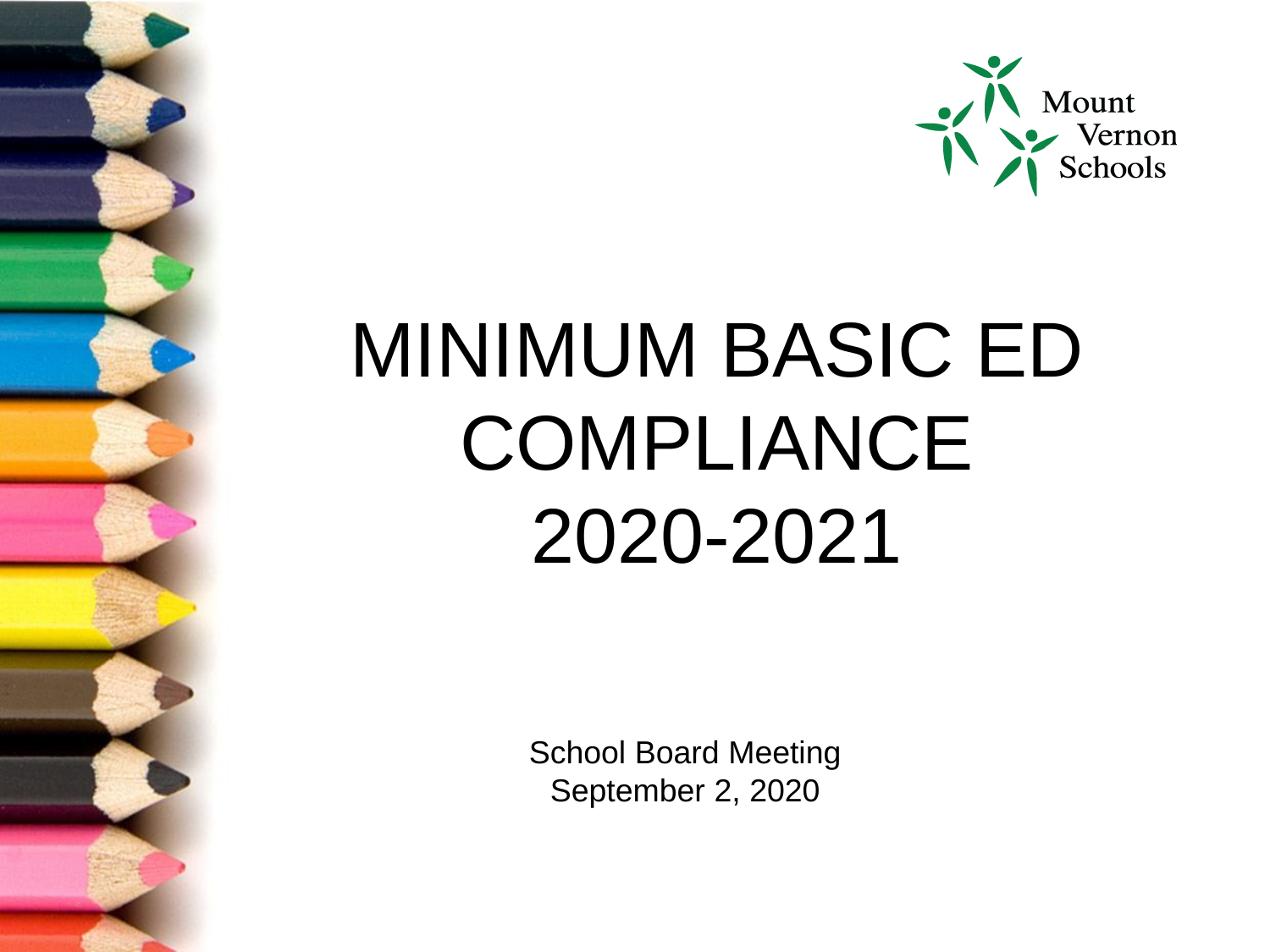Mount Vernon Schools

# MINIMUM BASIC ED COMPLIANCE 2020-2021

School Board Meeting
September 2, 2020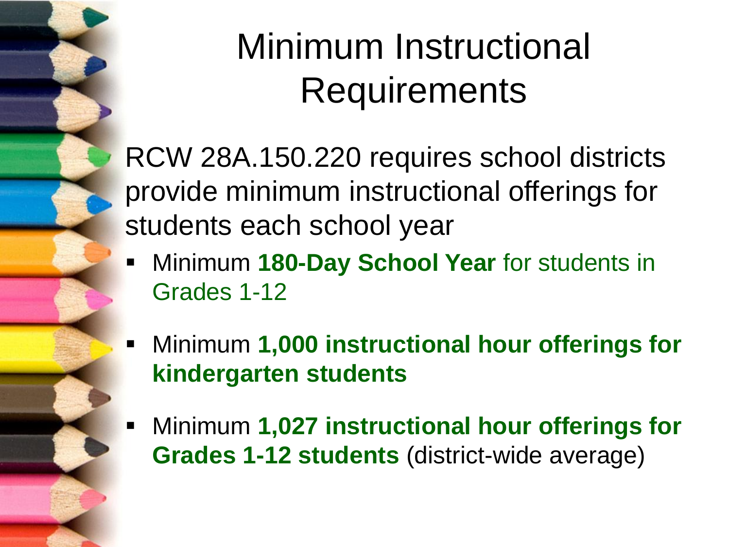# Minimum Instructional Requirements

RCW 28A.150.220 requires school districts provide minimum instructional offerings for students each school year

- Minimum **180-Day School Year** for students in Grades 1-12
- Minimum **1,000 instructional hour offerings for kindergarten students**
- Minimum **1,027 instructional hour offerings for Grades 1-12 students** (district-wide average)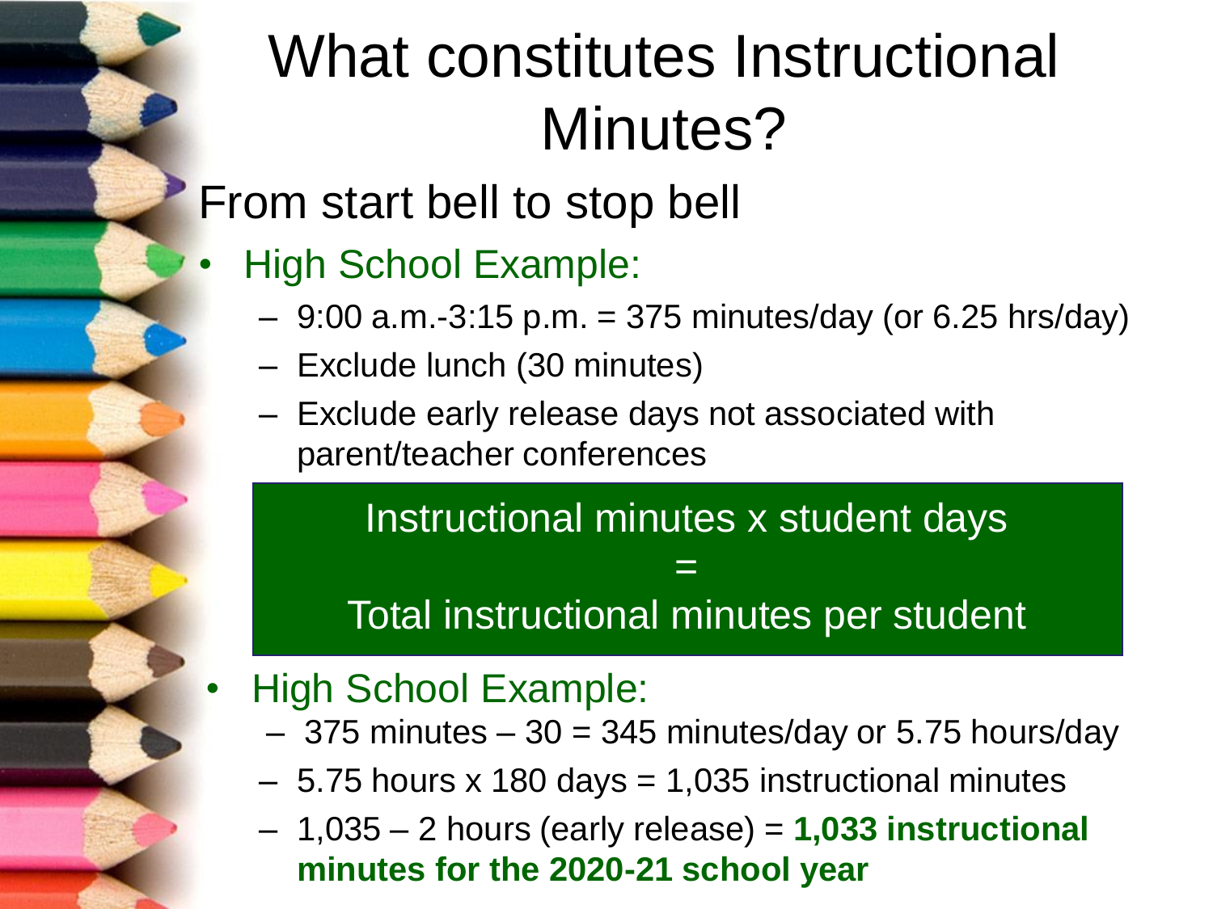# What constitutes Instructional Minutes?

From start bell to stop bell

- High School Example:
  - 9:00 a.m.-3:15 p.m. = 375 minutes/day (or 6.25 hrs/day)
  - Exclude lunch (30 minutes)
  - Exclude early release days not associated with parent/teacher conferences

> Instructional minutes x student days
> =
> Total instructional minutes per student

- High School Example:
  - 375 minutes – 30 = 345 minutes/day or 5.75 hours/day
  - 5.75 hours x 180 days = 1,035 instructional minutes
  - 1,035 – 2 hours (early release) = **1,033 instructional minutes for the 2020-21 school year**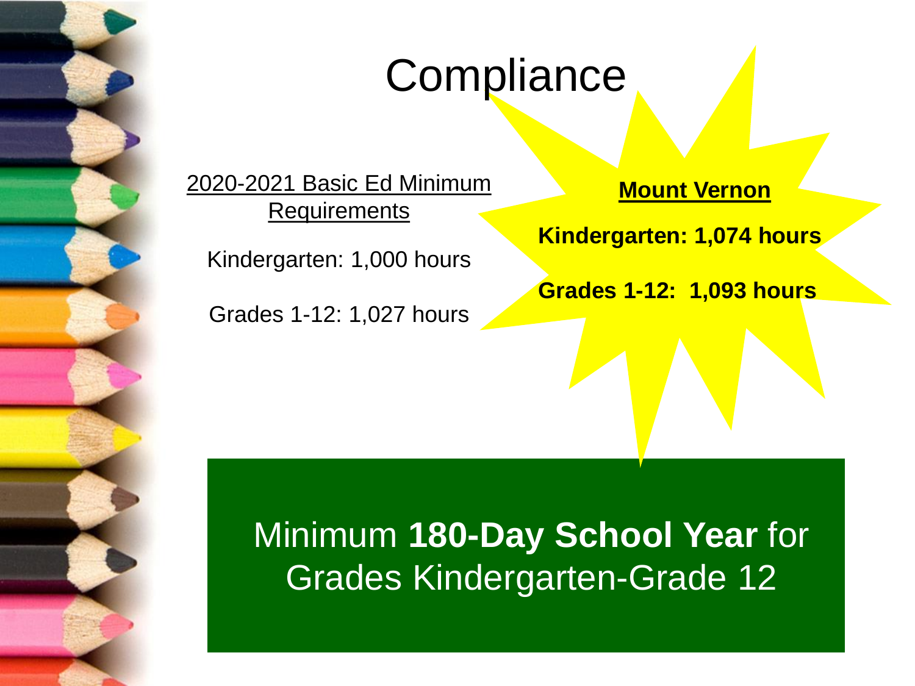# Compliance

<u>2020-2021 Basic Ed Minimum Requirements</u>

Kindergarten: 1,000 hours

Grades 1-12: 1,027 hours

**<u>Mount Vernon</u>**

**Kindergarten: 1,074 hours**

**Grades 1-12: 1,093 hours**

Minimum **180-Day School Year** for Grades Kindergarten-Grade 12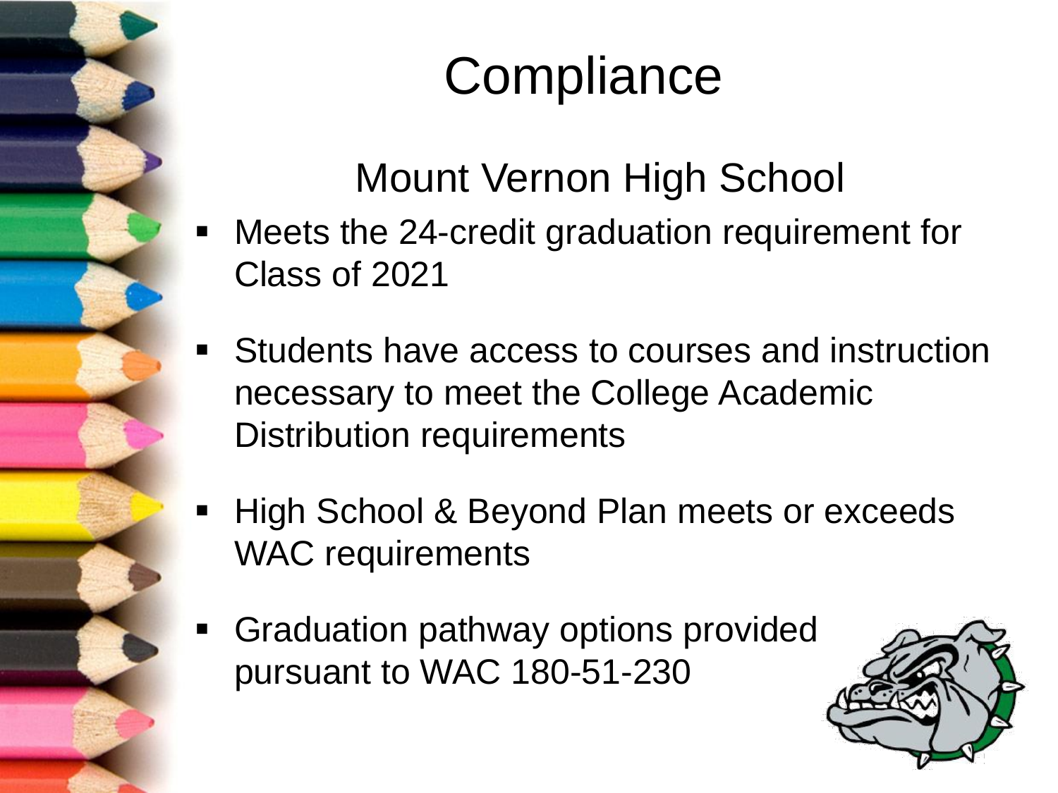# Compliance

## Mount Vernon High School

- Meets the 24-credit graduation requirement for Class of 2021
- Students have access to courses and instruction necessary to meet the College Academic Distribution requirements
- High School & Beyond Plan meets or exceeds WAC requirements
- Graduation pathway options provided pursuant to WAC 180-51-230